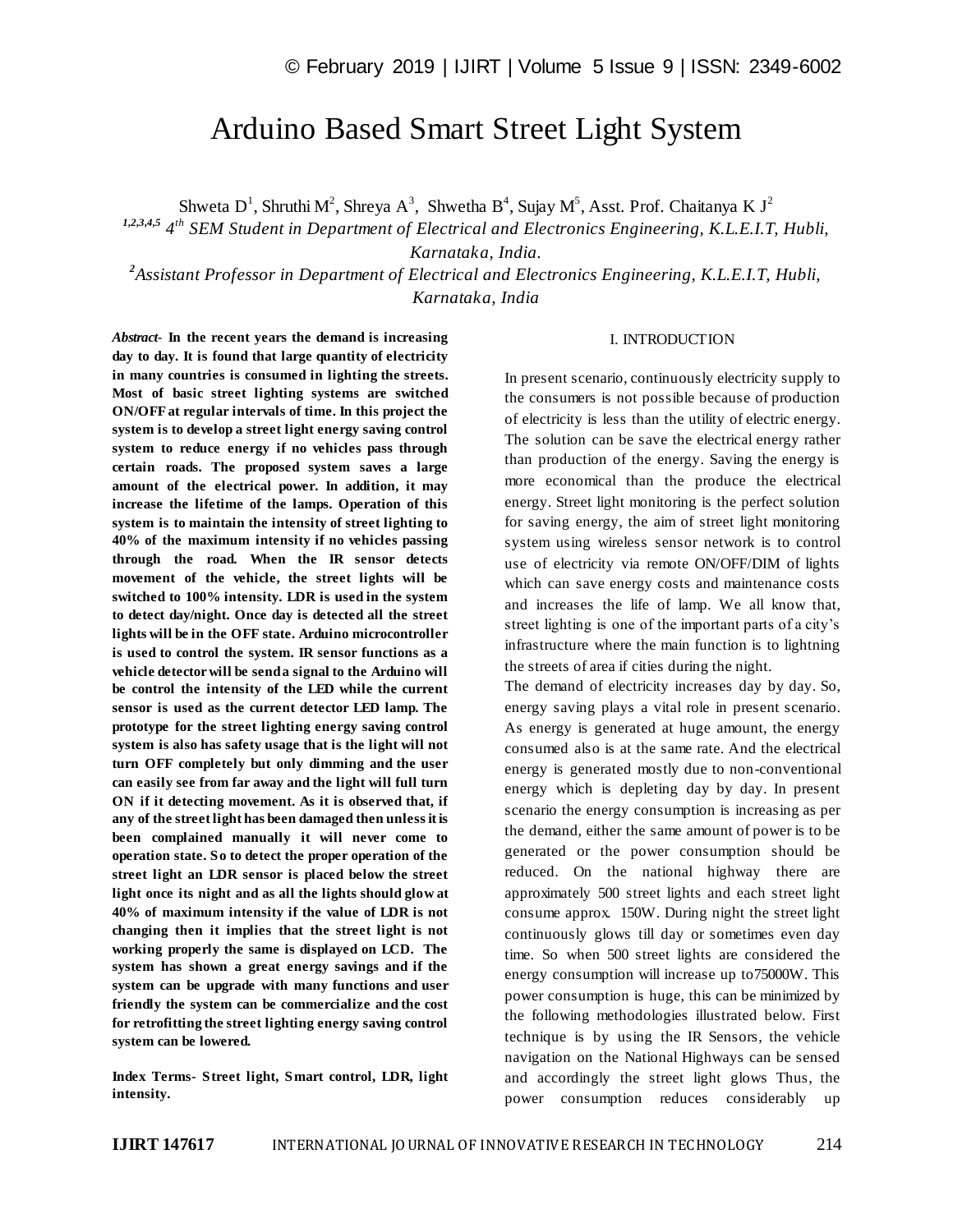# Arduino Based Smart Street Light System

Shweta D[1], Shruthi M[2], Shreya A[3], Shwetha B[4], Sujay M[5], Asst. Prof. Chaitanya K J[2]

*[1,2,3,4,5] 4th SEM Student in Department of Electrical and Electronics Engineering, K.L.E.I.T, Hubli, Karnataka, India.*

*[2]Assistant Professor in Department of Electrical and Electronics Engineering, K.L.E.I.T, Hubli, Karnataka, India*

***Abstract*- In the recent years the demand is increasing day to day. It is found that large quantity of electricity in many countries is consumed in lighting the streets. Most of basic street lighting systems are switched ON/OFF at regular intervals of time. In this project the system is to develop a street light energy saving control system to reduce energy if no vehicles pass through certain roads. The proposed system saves a large amount of the electrical power. In addition, it may increase the lifetime of the lamps. Operation of this system is to maintain the intensity of street lighting to 40% of the maximum intensity if no vehicles passing through the road. When the IR sensor detects movement of the vehicle, the street lights will be switched to 100% intensity. LDR is used in the system to detect day/night. Once day is detected all the street lights will be in the OFF state. Arduino microcontroller is used to control the system. IR sensor functions as a vehicle detector will be send a signal to the Arduino will be control the intensity of the LED while the current sensor is used as the current detector LED lamp. The prototype for the street lighting energy saving control system is also has safety usage that is the light will not turn OFF completely but only dimming and the user can easily see from far away and the light will full turn ON if it detecting movement. As it is observed that, if any of the street light has been damaged then unless it is been complained manually it will never come to operation state. So to detect the proper operation of the street light an LDR sensor is placed below the street light once its night and as all the lights should glow at 40% of maximum intensity if the value of LDR is not changing then it implies that the street light is not working properly the same is displayed on LCD. The system has shown a great energy savings and if the system can be upgrade with many functions and user friendly the system can be commercialize and the cost for retrofitting the street lighting energy saving control system can be lowered.**

**Index Terms- Street light, Smart control, LDR, light intensity.**

## I. INTRODUCTION

In present scenario, continuously electricity supply to the consumers is not possible because of production of electricity is less than the utility of electric energy. The solution can be save the electrical energy rather than production of the energy. Saving the energy is more economical than the produce the electrical energy. Street light monitoring is the perfect solution for saving energy, the aim of street light monitoring system using wireless sensor network is to control use of electricity via remote ON/OFF/DIM of lights which can save energy costs and maintenance costs and increases the life of lamp. We all know that, street lighting is one of the important parts of a city's infrastructure where the main function is to lightning the streets of area if cities during the night.

The demand of electricity increases day by day. So, energy saving plays a vital role in present scenario. As energy is generated at huge amount, the energy consumed also is at the same rate. And the electrical energy is generated mostly due to non-conventional energy which is depleting day by day. In present scenario the energy consumption is increasing as per the demand, either the same amount of power is to be generated or the power consumption should be reduced. On the national highway there are approximately 500 street lights and each street light consume approx. 150W. During night the street light continuously glows till day or sometimes even day time. So when 500 street lights are considered the energy consumption will increase up to75000W. This power consumption is huge, this can be minimized by the following methodologies illustrated below. First technique is by using the IR Sensors, the vehicle navigation on the National Highways can be sensed and accordingly the street light glows Thus, the power consumption reduces considerably up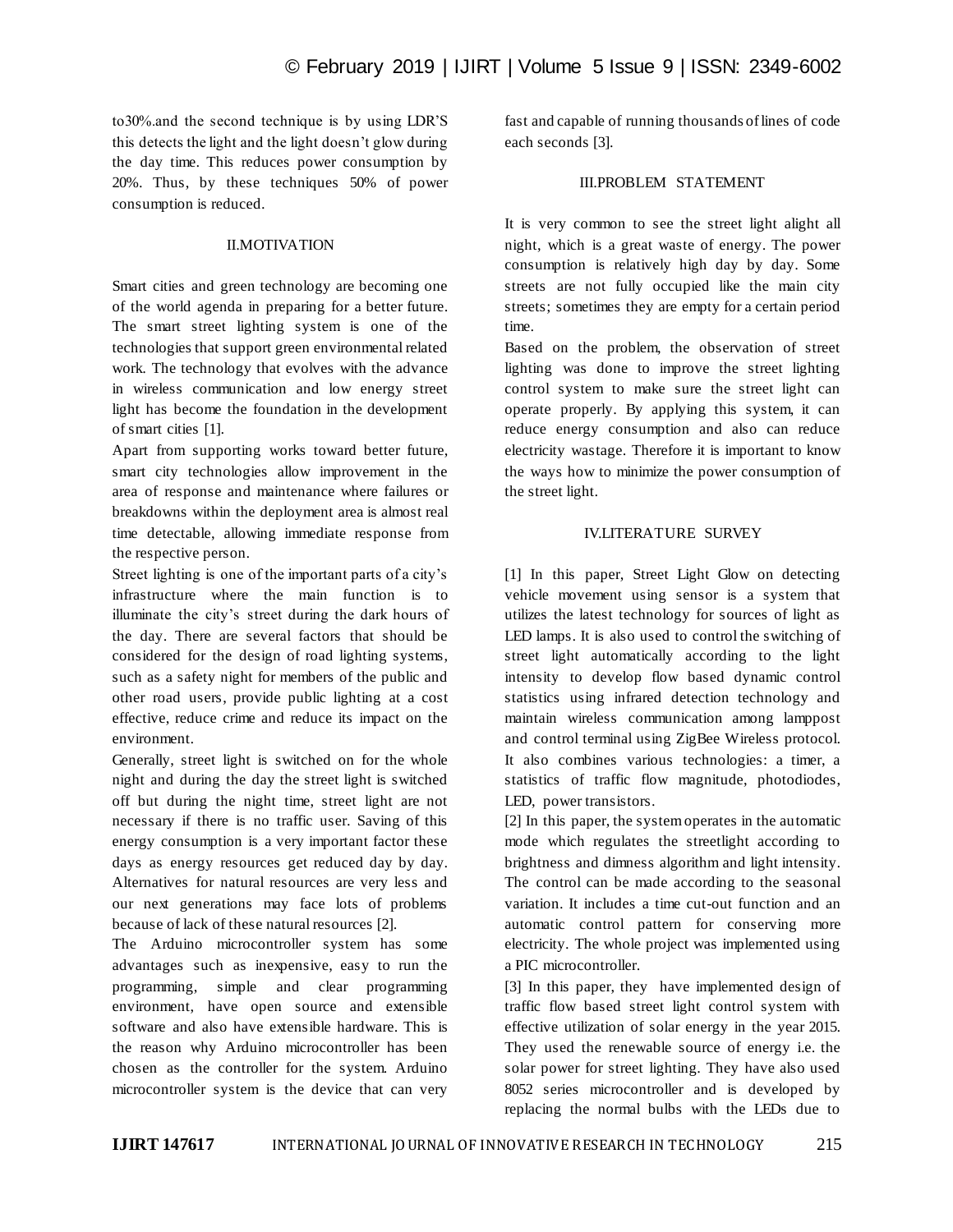to30%.and the second technique is by using LDR'S this detects the light and the light doesn't glow during the day time. This reduces power consumption by 20%. Thus, by these techniques 50% of power consumption is reduced.

## II.MOTIVATION

Smart cities and green technology are becoming one of the world agenda in preparing for a better future. The smart street lighting system is one of the technologies that support green environmental related work. The technology that evolves with the advance in wireless communication and low energy street light has become the foundation in the development of smart cities [1].

Apart from supporting works toward better future, smart city technologies allow improvement in the area of response and maintenance where failures or breakdowns within the deployment area is almost real time detectable, allowing immediate response from the respective person.

Street lighting is one of the important parts of a city's infrastructure where the main function is to illuminate the city's street during the dark hours of the day. There are several factors that should be considered for the design of road lighting systems, such as a safety night for members of the public and other road users, provide public lighting at a cost effective, reduce crime and reduce its impact on the environment.

Generally, street light is switched on for the whole night and during the day the street light is switched off but during the night time, street light are not necessary if there is no traffic user. Saving of this energy consumption is a very important factor these days as energy resources get reduced day by day. Alternatives for natural resources are very less and our next generations may face lots of problems because of lack of these natural resources [2].

The Arduino microcontroller system has some advantages such as inexpensive, easy to run the programming, simple and clear programming environment, have open source and extensible software and also have extensible hardware. This is the reason why Arduino microcontroller has been chosen as the controller for the system. Arduino microcontroller system is the device that can very fast and capable of running thousands of lines of code each seconds [3].

## III.PROBLEM STATEMENT

It is very common to see the street light alight all night, which is a great waste of energy. The power consumption is relatively high day by day. Some streets are not fully occupied like the main city streets; sometimes they are empty for a certain period time.

Based on the problem, the observation of street lighting was done to improve the street lighting control system to make sure the street light can operate properly. By applying this system, it can reduce energy consumption and also can reduce electricity wastage. Therefore it is important to know the ways how to minimize the power consumption of the street light.

## IV.LITERATURE SURVEY

[1] In this paper, Street Light Glow on detecting vehicle movement using sensor is a system that utilizes the latest technology for sources of light as LED lamps. It is also used to control the switching of street light automatically according to the light intensity to develop flow based dynamic control statistics using infrared detection technology and maintain wireless communication among lamppost and control terminal using ZigBee Wireless protocol. It also combines various technologies: a timer, a statistics of traffic flow magnitude, photodiodes, LED, power transistors.

[2] In this paper, the system operates in the automatic mode which regulates the streetlight according to brightness and dimness algorithm and light intensity. The control can be made according to the seasonal variation. It includes a time cut-out function and an automatic control pattern for conserving more electricity. The whole project was implemented using a PIC microcontroller.

[3] In this paper, they have implemented design of traffic flow based street light control system with effective utilization of solar energy in the year 2015. They used the renewable source of energy i.e. the solar power for street lighting. They have also used 8052 series microcontroller and is developed by replacing the normal bulbs with the LEDs due to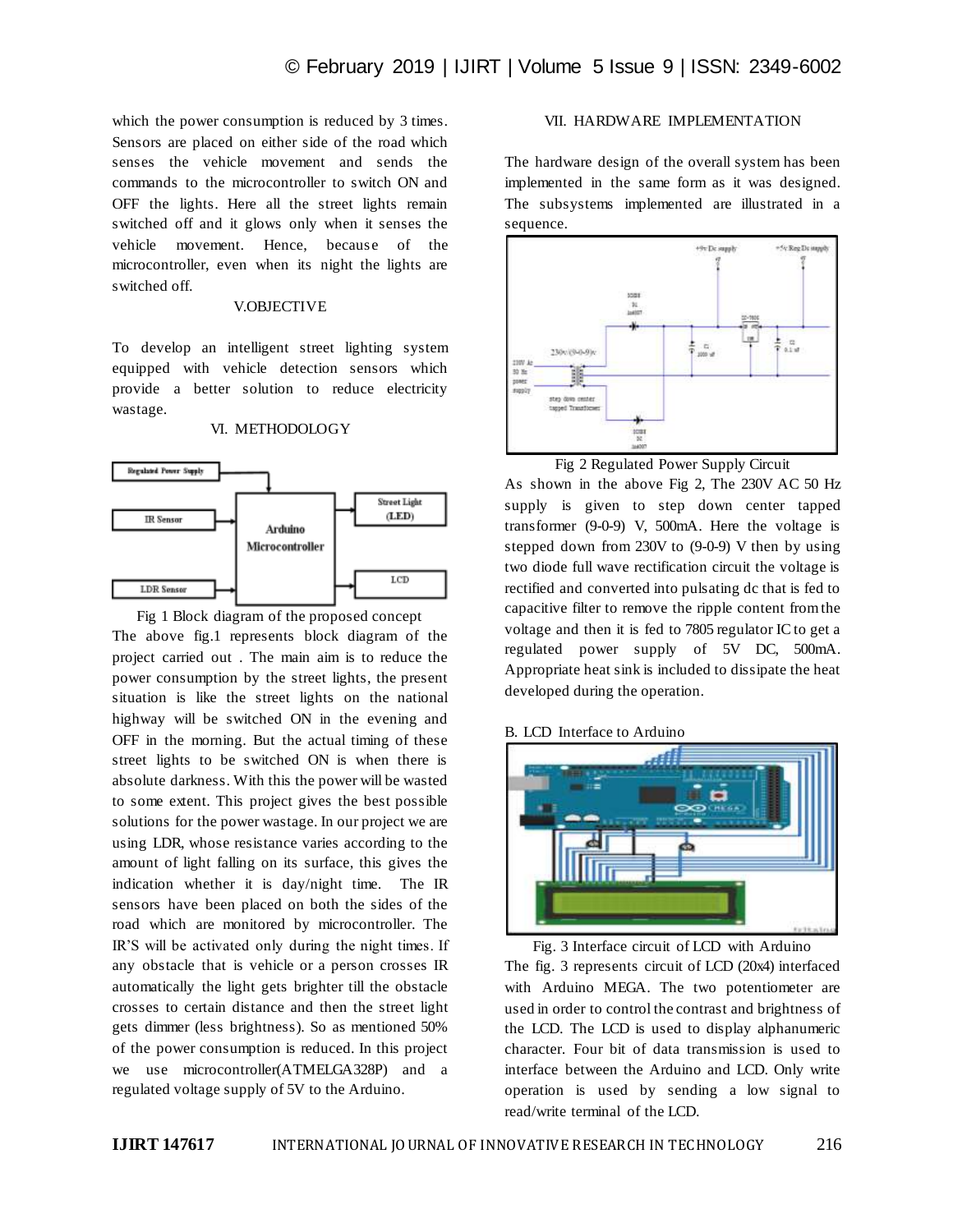which the power consumption is reduced by 3 times. Sensors are placed on either side of the road which senses the vehicle movement and sends the commands to the microcontroller to switch ON and OFF the lights. Here all the street lights remain switched off and it glows only when it senses the vehicle movement. Hence, because of the microcontroller, even when its night the lights are switched off.

## V.OBJECTIVE

To develop an intelligent street lighting system equipped with vehicle detection sensors which provide a better solution to reduce electricity wastage.

## VI. METHODOLOGY

Fig 1 Block diagram of the proposed concept

The above fig.1 represents block diagram of the project carried out . The main aim is to reduce the power consumption by the street lights, the present situation is like the street lights on the national highway will be switched ON in the evening and OFF in the morning. But the actual timing of these street lights to be switched ON is when there is absolute darkness. With this the power will be wasted to some extent. This project gives the best possible solutions for the power wastage. In our project we are using LDR, whose resistance varies according to the amount of light falling on its surface, this gives the indication whether it is day/night time. The IR sensors have been placed on both the sides of the road which are monitored by microcontroller. The IR'S will be activated only during the night times. If any obstacle that is vehicle or a person crosses IR automatically the light gets brighter till the obstacle crosses to certain distance and then the street light gets dimmer (less brightness). So as mentioned 50% of the power consumption is reduced. In this project we use microcontroller(ATMELGA328P) and a regulated voltage supply of 5V to the Arduino.

## VII. HARDWARE IMPLEMENTATION

The hardware design of the overall system has been implemented in the same form as it was designed. The subsystems implemented are illustrated in a sequence.

Fig 2 Regulated Power Supply Circuit

As shown in the above Fig 2, The 230V AC 50 Hz supply is given to step down center tapped transformer (9-0-9) V, 500mA. Here the voltage is stepped down from 230V to (9-0-9) V then by using two diode full wave rectification circuit the voltage is rectified and converted into pulsating dc that is fed to capacitive filter to remove the ripple content from the voltage and then it is fed to 7805 regulator IC to get a regulated power supply of 5V DC, 500mA. Appropriate heat sink is included to dissipate the heat developed during the operation.

### B. LCD Interface to Arduino

Fig. 3 Interface circuit of LCD with Arduino

The fig. 3 represents circuit of LCD (20x4) interfaced with Arduino MEGA. The two potentiometer are used in order to control the contrast and brightness of the LCD. The LCD is used to display alphanumeric character. Four bit of data transmission is used to interface between the Arduino and LCD. Only write operation is used by sending a low signal to read/write terminal of the LCD.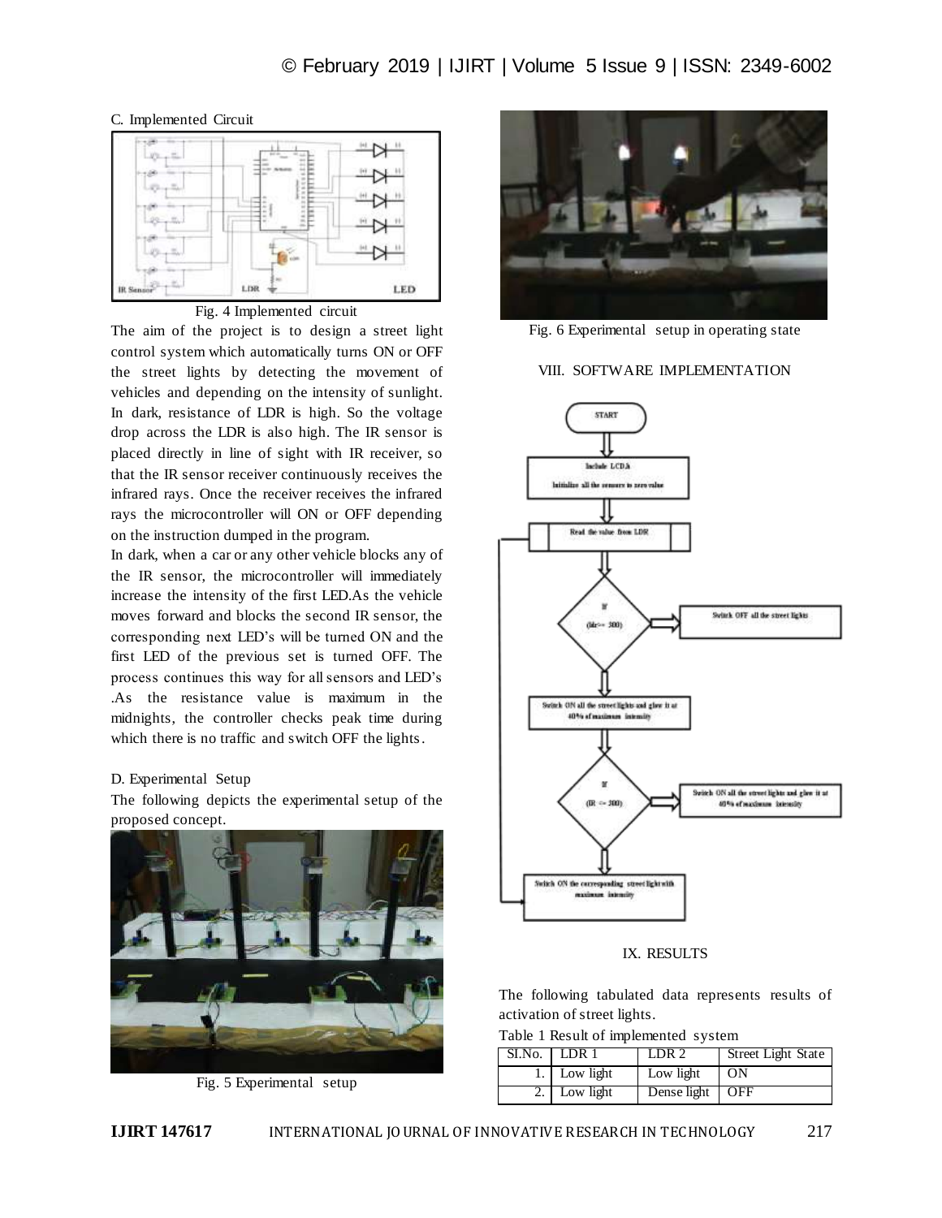C. Implemented Circuit

Fig. 4 Implemented circuit

The aim of the project is to design a street light control system which automatically turns ON or OFF the street lights by detecting the movement of vehicles and depending on the intensity of sunlight. In dark, resistance of LDR is high. So the voltage drop across the LDR is also high. The IR sensor is placed directly in line of sight with IR receiver, so that the IR sensor receiver continuously receives the infrared rays. Once the receiver receives the infrared rays the microcontroller will ON or OFF depending on the instruction dumped in the program.

In dark, when a car or any other vehicle blocks any of the IR sensor, the microcontroller will immediately increase the intensity of the first LED.As the vehicle moves forward and blocks the second IR sensor, the corresponding next LED's will be turned ON and the first LED of the previous set is turned OFF. The process continues this way for all sensors and LED's .As the resistance value is maximum in the midnights, the controller checks peak time during which there is no traffic and switch OFF the lights.

D. Experimental Setup

The following depicts the experimental setup of the proposed concept.

Fig. 5 Experimental setup

Fig. 6 Experimental setup in operating state

## VIII. SOFTWARE IMPLEMENTATION

## IX. RESULTS

The following tabulated data represents results of activation of street lights.

Table 1 Result of implemented system

| SI.No. | LDR 1 | LDR 2 | Street Light State |
|---|---|---|---|
| 1. | Low light | Low light | ON |
| 2. | Low light | Dense light | OFF |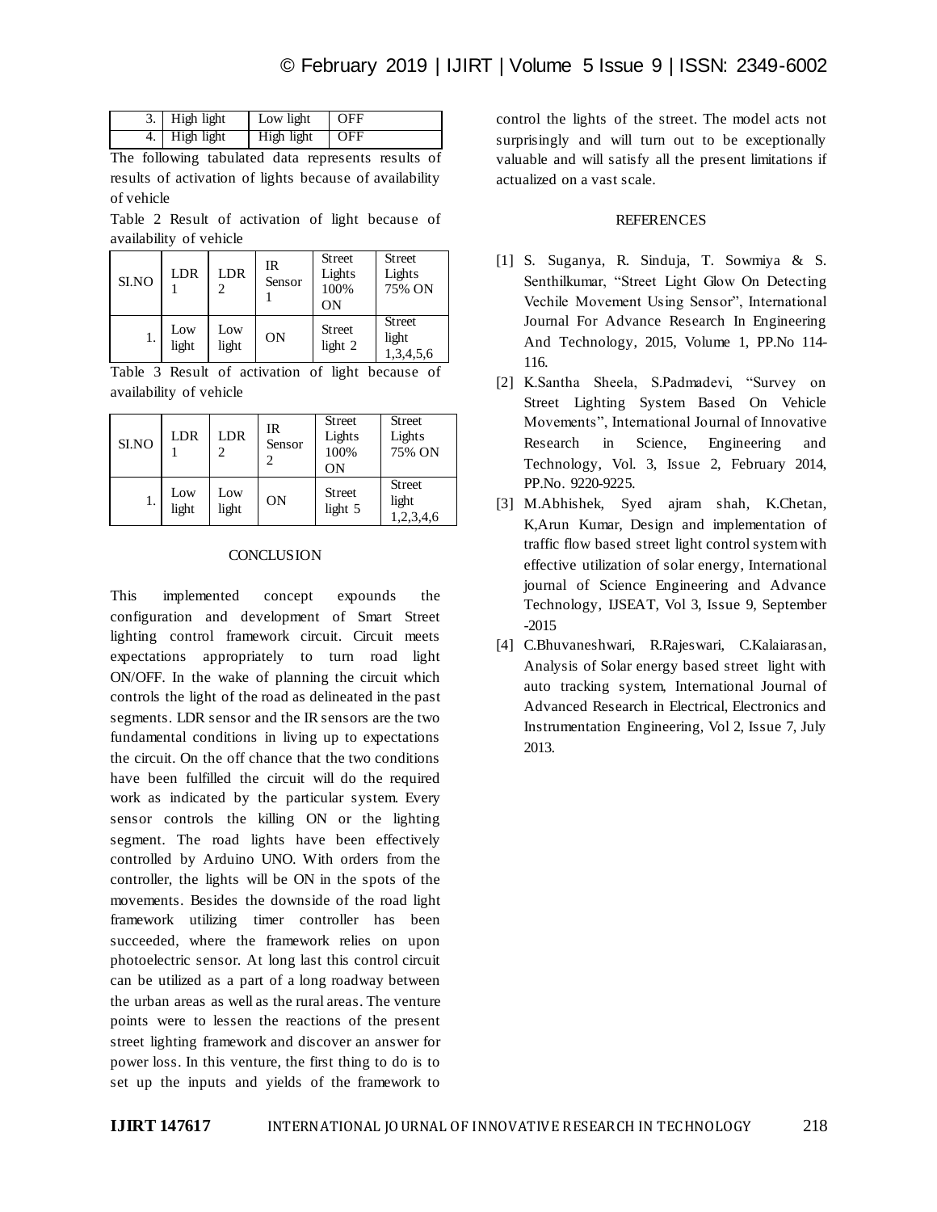| | | | |
|---|---|---|---|
| 3. | High light | Low light | OFF |
| 4. | High light | High light | OFF |

The following tabulated data represents results of results of activation of lights because of availability of vehicle

Table 2 Result of activation of light because of availability of vehicle

| SI.NO | LDR 1 | LDR 2 | IR Sensor 1 | Street Lights 100% ON | Street Lights 75% ON |
|---|---|---|---|---|---|
| 1. | Low light | Low light | ON | Street light 2 | Street light 1,3,4,5,6 |

Table 3 Result of activation of light because of availability of vehicle

| SI.NO | LDR 1 | LDR 2 | IR Sensor 2 | Street Lights 100% ON | Street Lights 75% ON |
|---|---|---|---|---|---|
| 1. | Low light | Low light | ON | Street light 5 | Street light 1,2,3,4,6 |

## CONCLUSION

This implemented concept expounds the configuration and development of Smart Street lighting control framework circuit. Circuit meets expectations appropriately to turn road light ON/OFF. In the wake of planning the circuit which controls the light of the road as delineated in the past segments. LDR sensor and the IR sensors are the two fundamental conditions in living up to expectations the circuit. On the off chance that the two conditions have been fulfilled the circuit will do the required work as indicated by the particular system. Every sensor controls the killing ON or the lighting segment. The road lights have been effectively controlled by Arduino UNO. With orders from the controller, the lights will be ON in the spots of the movements. Besides the downside of the road light framework utilizing timer controller has been succeeded, where the framework relies on upon photoelectric sensor. At long last this control circuit can be utilized as a part of a long roadway between the urban areas as well as the rural areas. The venture points were to lessen the reactions of the present street lighting framework and discover an answer for power loss. In this venture, the first thing to do is to set up the inputs and yields of the framework to control the lights of the street. The model acts not surprisingly and will turn out to be exceptionally valuable and will satisfy all the present limitations if actualized on a vast scale.

## REFERENCES

[1] S. Suganya, R. Sinduja, T. Sowmiya & S. Senthilkumar, "Street Light Glow On Detecting Vechile Movement Using Sensor", International Journal For Advance Research In Engineering And Technology, 2015, Volume 1, PP.No 114-116.

[2] K.Santha Sheela, S.Padmadevi, "Survey on Street Lighting System Based On Vehicle Movements", International Journal of Innovative Research in Science, Engineering and Technology, Vol. 3, Issue 2, February 2014, PP.No. 9220-9225.

[3] M.Abhishek, Syed ajram shah, K.Chetan, K,Arun Kumar, Design and implementation of traffic flow based street light control system with effective utilization of solar energy, International journal of Science Engineering and Advance Technology, IJSEAT, Vol 3, Issue 9, September -2015

[4] C.Bhuvaneshwari, R.Rajeswari, C.Kalaiarasan, Analysis of Solar energy based street light with auto tracking system, International Journal of Advanced Research in Electrical, Electronics and Instrumentation Engineering, Vol 2, Issue 7, July 2013.